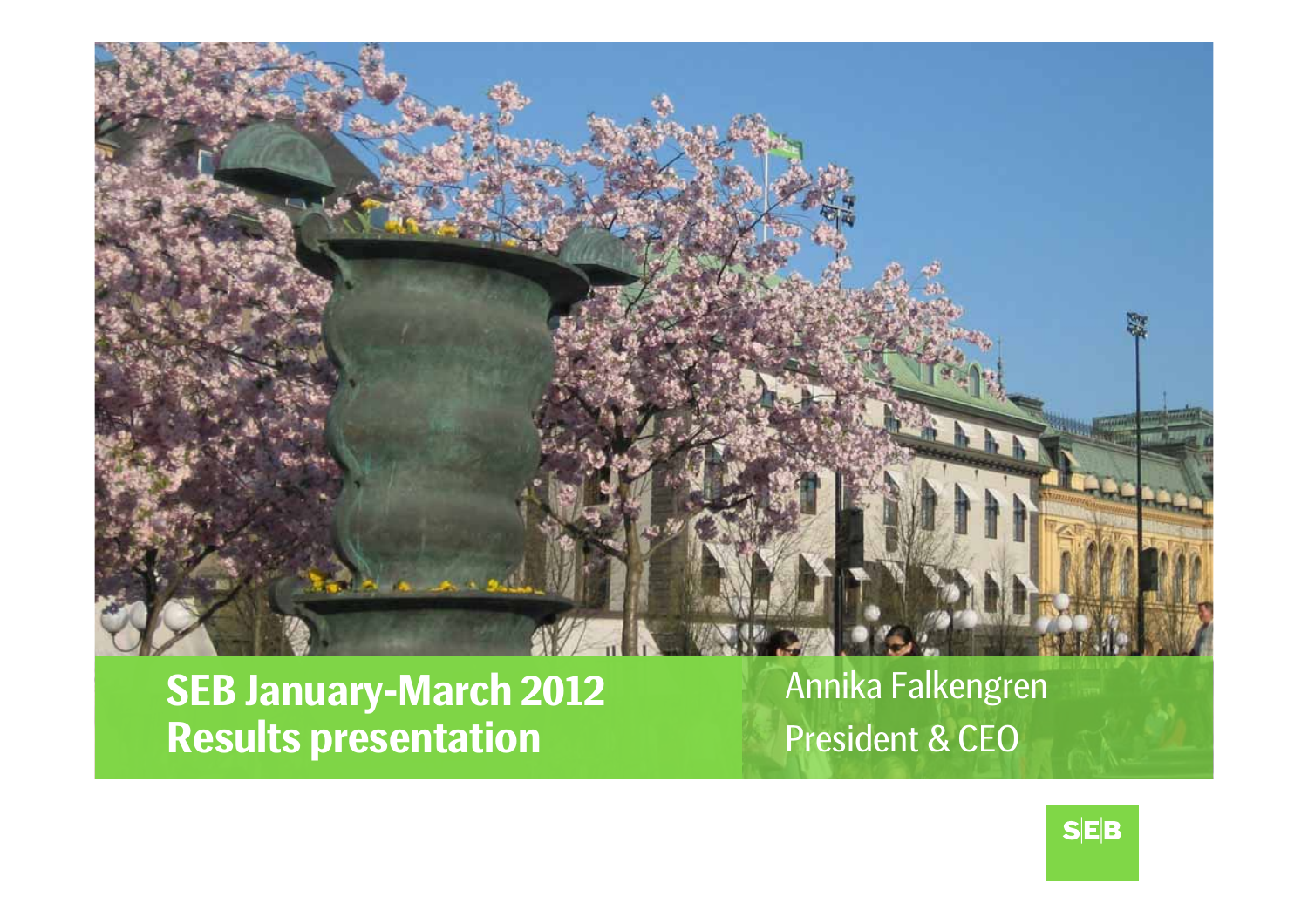# SEB January-March 2012 Results presentation

Annika Falkengren
President & CEO

SEB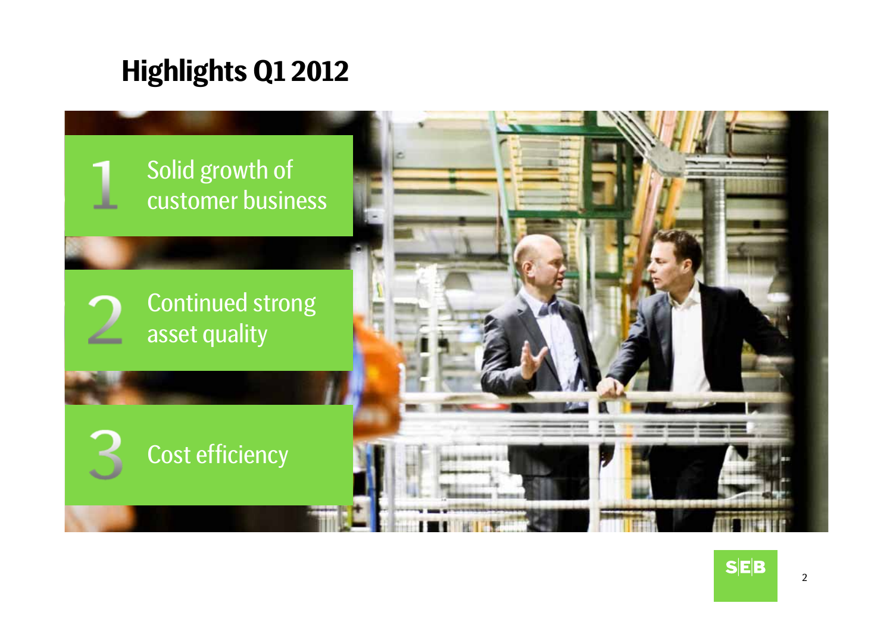# Highlights Q1 2012

1. Solid growth of customer business
2. Continued strong asset quality
3. Cost efficiency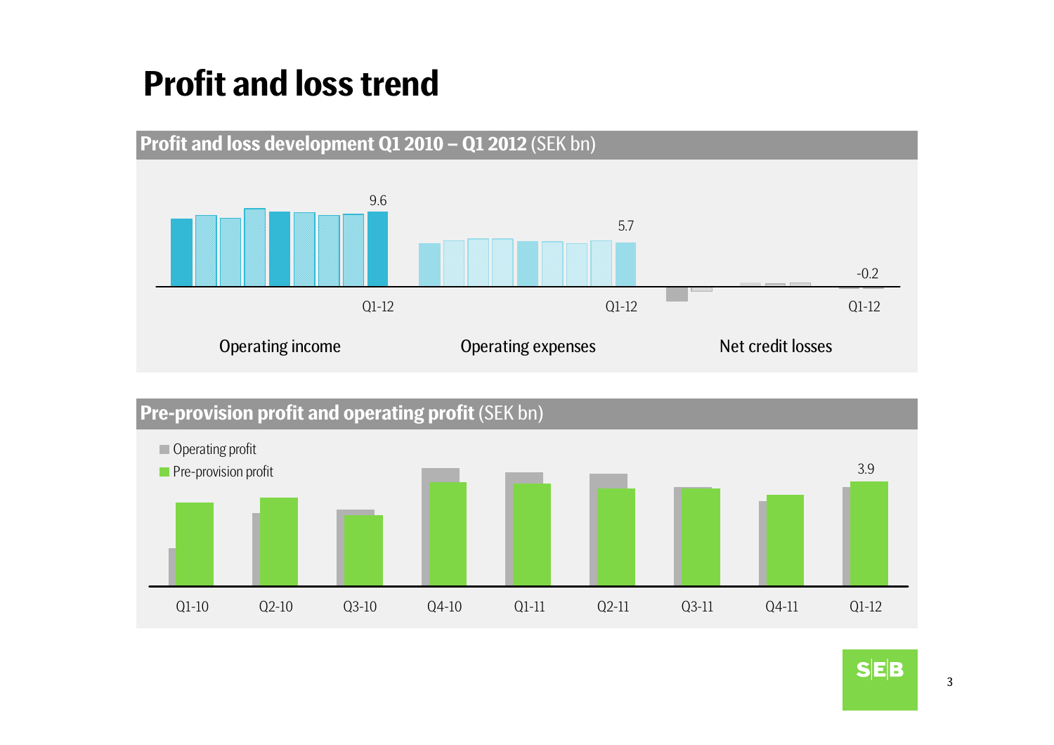# Profit and loss trend

## Profit and loss development Q1 2010 – Q1 2012 (SEK bn)

9.6

5.7

-0.2

Q1-12 Q1-12 Q1-12

Operating income Operating expenses Net credit losses

## Pre-provision profit and operating profit (SEK bn)

- Operating profit
- Pre-provision profit

3.9

Q1-10 Q2-10 Q3-10 Q4-10 Q1-11 Q2-11 Q3-11 Q4-11 Q1-12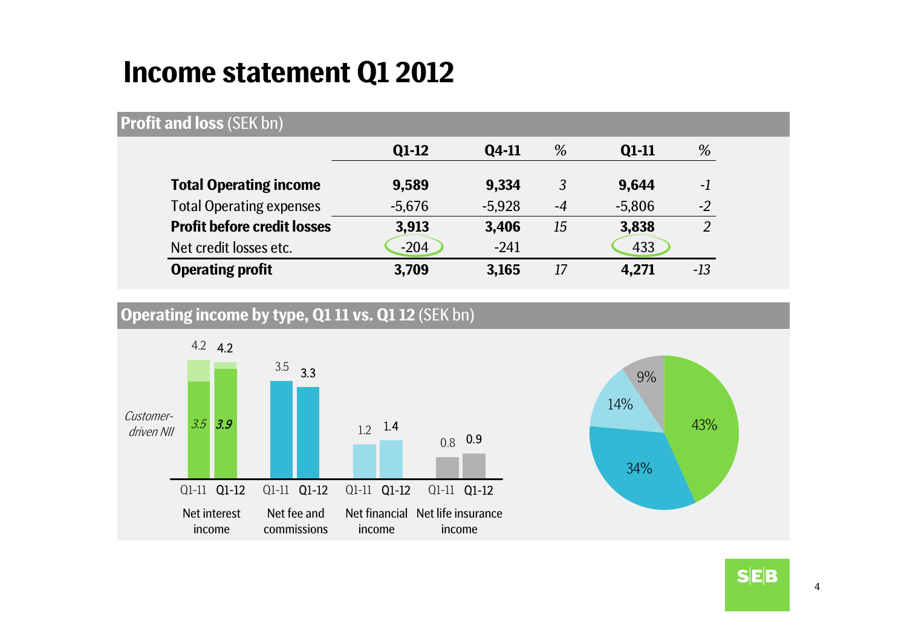# Income statement Q1 2012

## Profit and loss (SEK bn)

| | Q1-12 | Q4-11 | % | Q1-11 | % |
|---|---|---|---|---|---|
| **Total Operating income** | **9,589** | **9,334** | *3* | **9,644** | *-1* |
| Total Operating expenses | -5,676 | -5,928 | *-4* | -5,806 | *-2* |
| **Profit before credit losses** | **3,913** | **3,406** | *15* | **3,838** | *2* |
| Net credit losses etc. | -204 | -241 | | 433 | |
| **Operating profit** | **3,709** | **3,165** | *17* | **4,271** | *-13* |

## Operating income by type, Q1 11 vs. Q1 12 (SEK bn)

| | Q1-11 | Q1-12 |
|---|---|---|
| Net interest income | 4.2 | 4.2 |
| *Customer-driven NII* | *3.5* | ***3.9*** |
| Net fee and commissions | 3.5 | 3.3 |
| Net financial income | 1.2 | 1.4 |
| Net life insurance income | 0.8 | 0.9 |

Pie chart: 43%, 34%, 14%, 9%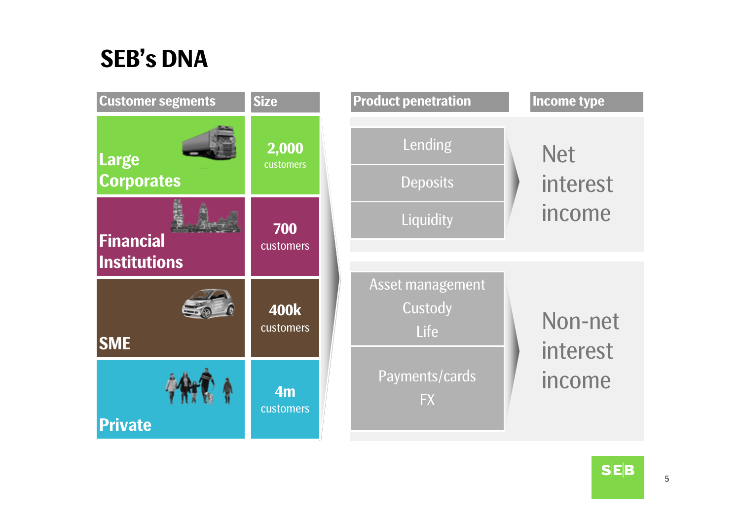# SEB's DNA

| Customer segments | Size |
|---|---|
| Large Corporates | 2,000 customers |
| Financial Institutions | 700 customers |
| SME | 400k customers |
| Private | 4m customers |

| Product penetration | Income type |
|---|---|
| Lending | Net interest income |
| Deposits | |
| Liquidity | |
| Asset management<br>Custody<br>Life | Non-net interest income |
| Payments/cards<br>FX | |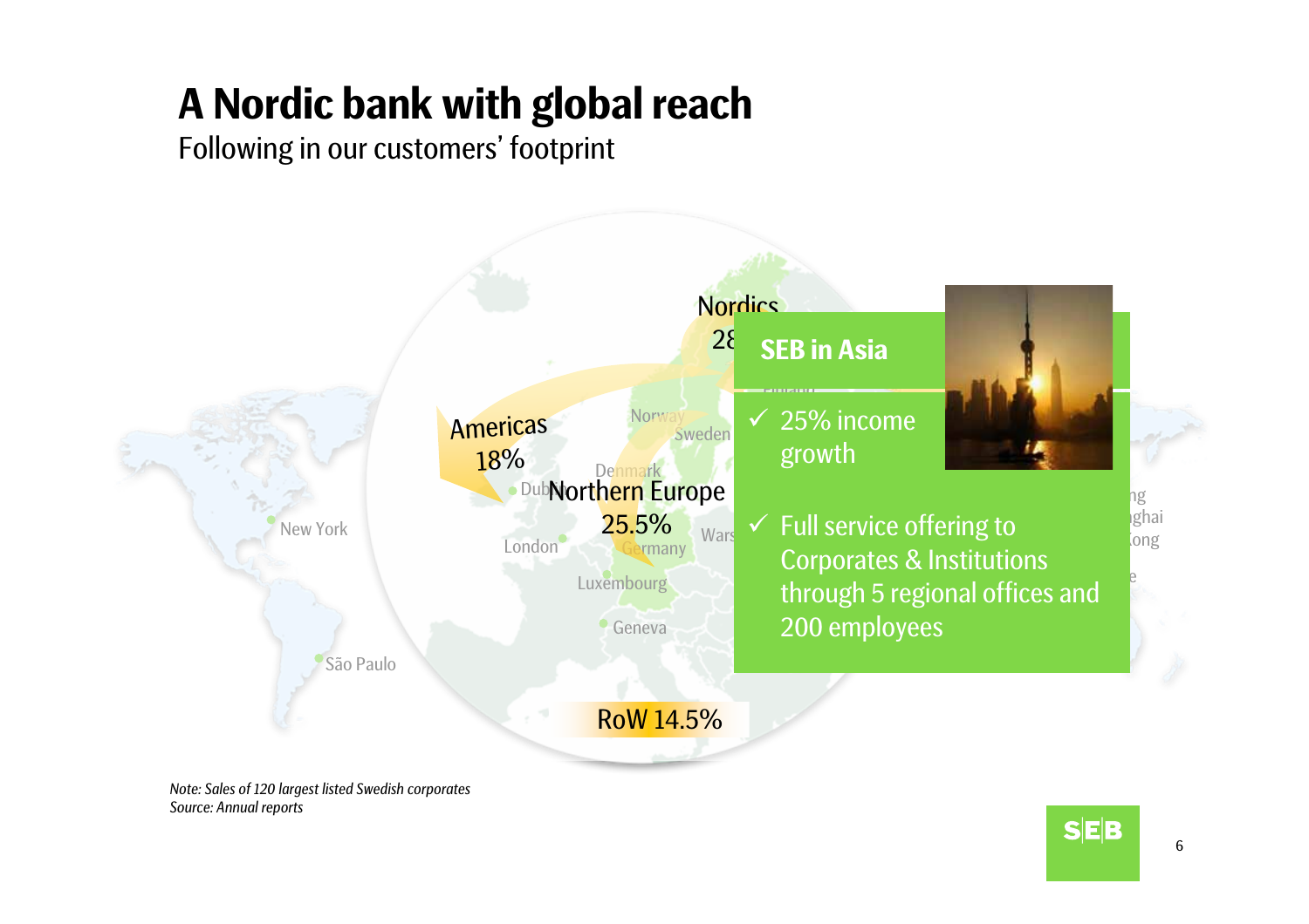# A Nordic bank with global reach

Following in our customers' footprint

Nordics 28

Americas 18%

Northern Europe 25.5%

RoW 14.5%

New York

São Paulo

Dublin

London

Norway

Sweden

Denmark

Germany

Luxembourg

Geneva

Warsaw

## SEB in Asia

- ✓ 25% income growth
- ✓ Full service offering to Corporates & Institutions through 5 regional offices and 200 employees

*Note: Sales of 120 largest listed Swedish corporates*
*Source: Annual reports*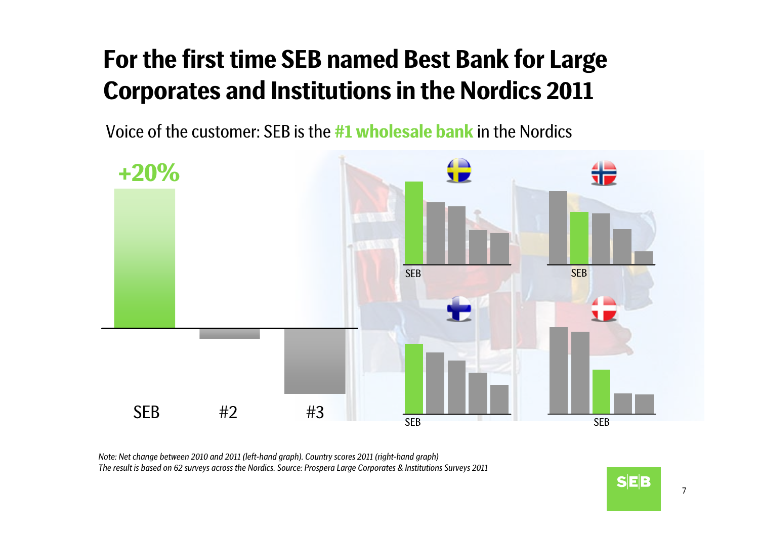# For the first time SEB named Best Bank for Large Corporates and Institutions in the Nordics 2011

Voice of the customer: SEB is the **#1 wholesale bank** in the Nordics

+20%

SEB #2 #3

SEB

SEB

SEB

SEB

*Note: Net change between 2010 and 2011 (left-hand graph). Country scores 2011 (right-hand graph)*
*The result is based on 62 surveys across the Nordics. Source: Prospera Large Corporates & Institutions Surveys 2011*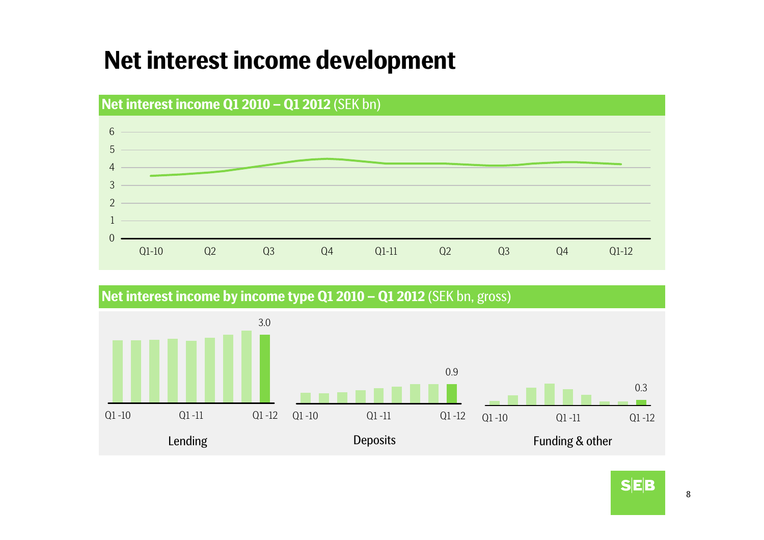# Net interest income development

## Net interest income Q1 2010 – Q1 2012 (SEK bn)

6
5
4
3
2
1
0

Q1-10 Q2 Q3 Q4 Q1-11 Q2 Q3 Q4 Q1-12

## Net interest income by income type Q1 2010 – Q1 2012 (SEK bn, gross)

3.0

Q1 -10 Q1 -11 Q1 -12

Lending

0.9

Q1 -10 Q1 -11 Q1 -12

Deposits

0.3

Q1 -10 Q1 -11 Q1 -12

Funding & other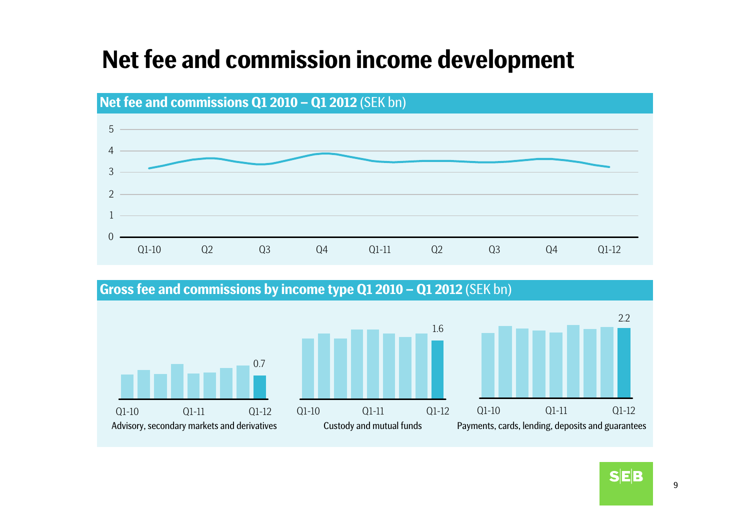# Net fee and commission income development

## Net fee and commissions Q1 2010 – Q1 2012 (SEK bn)

5
4
3
2
1
0

Q1-10 Q2 Q3 Q4 Q1-11 Q2 Q3 Q4 Q1-12

## Gross fee and commissions by income type Q1 2010 – Q1 2012 (SEK bn)

0.7

Q1-10 Q1-11 Q1-12

Advisory, secondary markets and derivatives

1.6

Q1-10 Q1-11 Q1-12

Custody and mutual funds

2.2

Q1-10 Q1-11 Q1-12

Payments, cards, lending, deposits and guarantees

SEB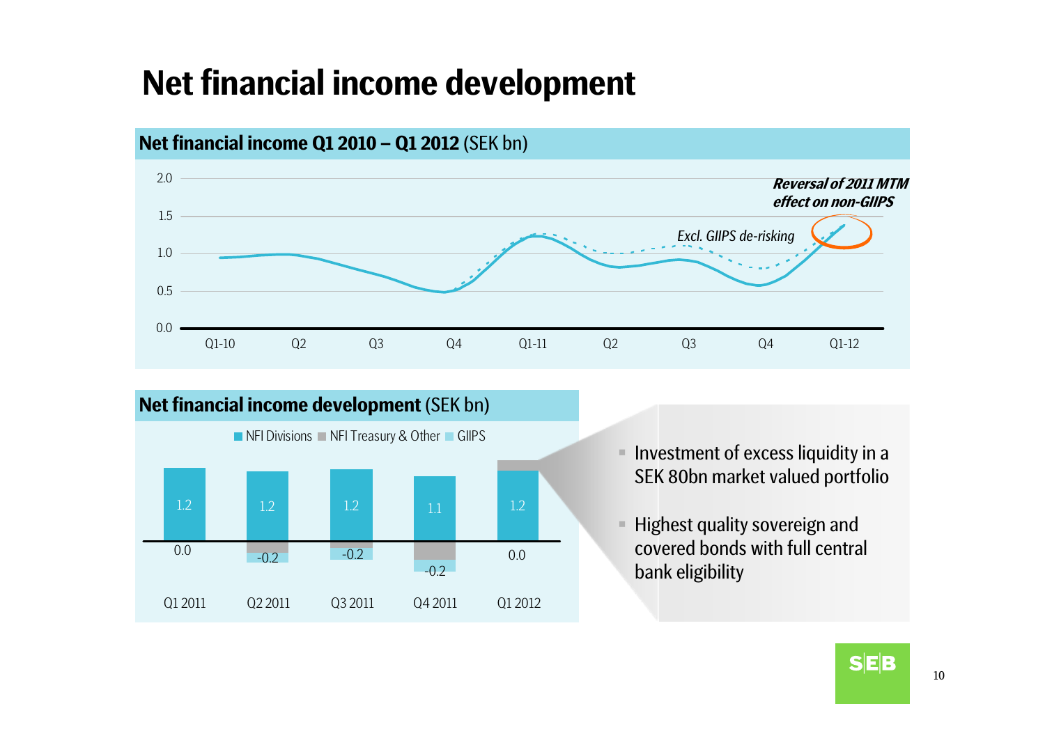# Net financial income development

## Net financial income Q1 2010 – Q1 2012 (SEK bn)

*Reversal of 2011 MTM effect on non-GIIPS*

*Excl. GIIPS de-risking*

## Net financial income development (SEK bn)

NFI Divisions | NFI Treasury & Other | GIIPS

| | Q1 2011 | Q2 2011 | Q3 2011 | Q4 2011 | Q1 2012 |
|---|---|---|---|---|---|
| NFI Divisions | 1.2 | 1.2 | 1.2 | 1.1 | 1.2 |
| NFI Treasury & Other / GIIPS | 0.0 | -0.2 | -0.2 | -0.2 | 0.0 |

- Investment of excess liquidity in a SEK 80bn market valued portfolio
- Highest quality sovereign and covered bonds with full central bank eligibility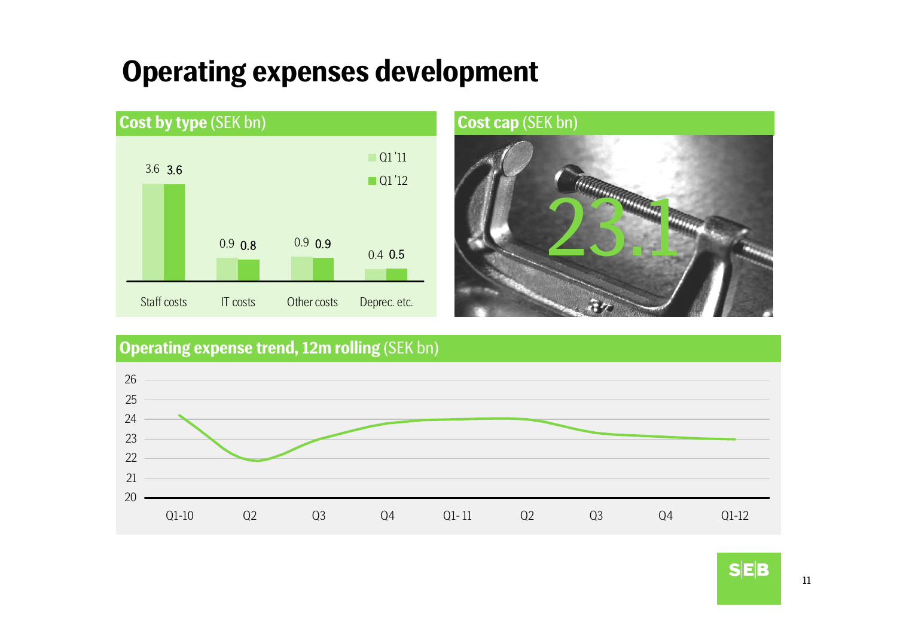# Operating expenses development

## Cost by type (SEK bn)

| | Q1 '11 | Q1 '12 |
|---|---|---|
| Staff costs | 3.6 | 3.6 |
| IT costs | 0.9 | 0.8 |
| Other costs | 0.9 | 0.9 |
| Deprec. etc. | 0.4 | 0.5 |

## Cost cap (SEK bn)

23.1

## Operating expense trend, 12m rolling (SEK bn)

Y-axis: 20–26. X-axis: Q1-10, Q2, Q3, Q4, Q1-11, Q2, Q3, Q4, Q1-12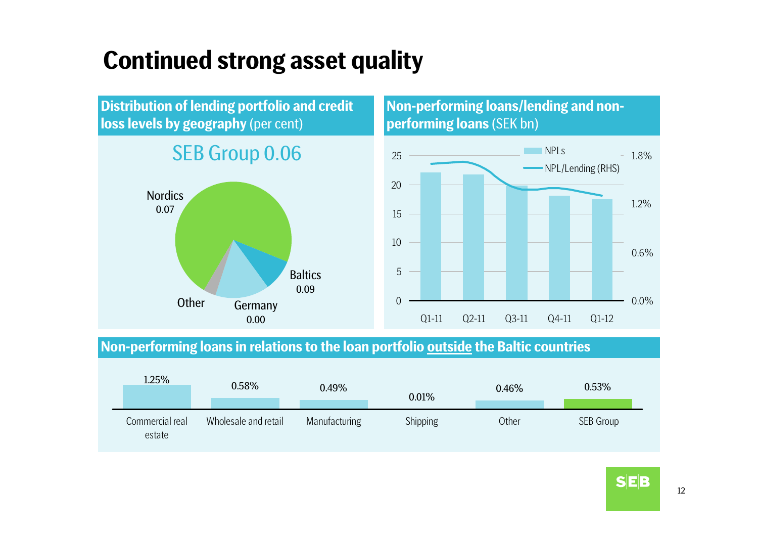# Continued strong asset quality

## Distribution of lending portfolio and credit loss levels by geography (per cent)

SEB Group 0.06

| Geography | Credit loss level |
|---|---|
| Nordics | 0.07 |
| Baltics | 0.09 |
| Germany | 0.00 |
| Other | |

## Non-performing loans/lending and non-performing loans (SEK bn)

Legend: NPLs; NPL/Lending (RHS)

Left axis: 0, 5, 10, 15, 20, 25
Right axis: 0.0%, 0.6%, 1.2%, 1.8%

Q1-11, Q2-11, Q3-11, Q4-11, Q1-12

## Non-performing loans in relations to the loan portfolio outside the Baltic countries

| Commercial real estate | Wholesale and retail | Manufacturing | Shipping | Other | SEB Group |
|---|---|---|---|---|---|
| 1.25% | 0.58% | 0.49% | 0.01% | 0.46% | 0.53% |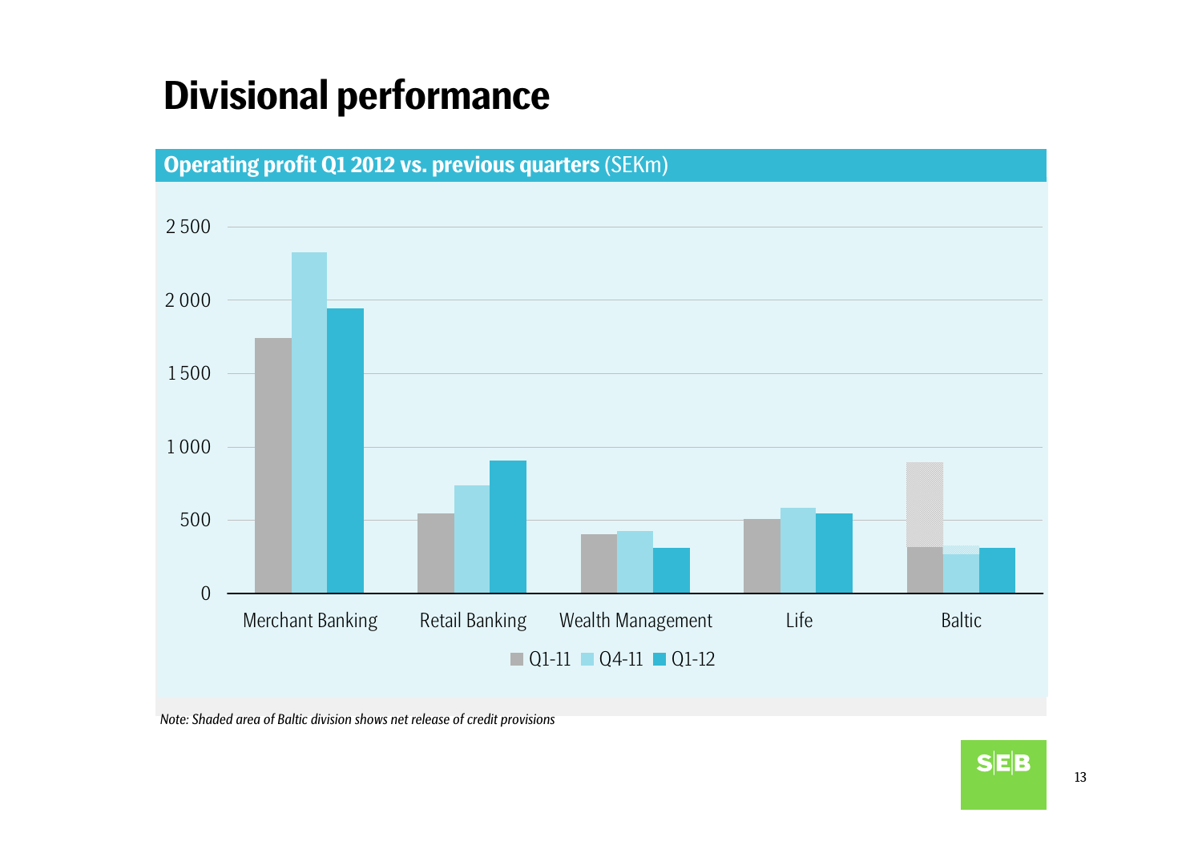# Divisional performance

**Operating profit Q1 2012 vs. previous quarters** (SEKm)

2 500
2 000
1 500
1 000
500
0

Merchant Banking | Retail Banking | Wealth Management | Life | Baltic

Q1-11 | Q4-11 | Q1-12

*Note: Shaded area of Baltic division shows net release of credit provisions*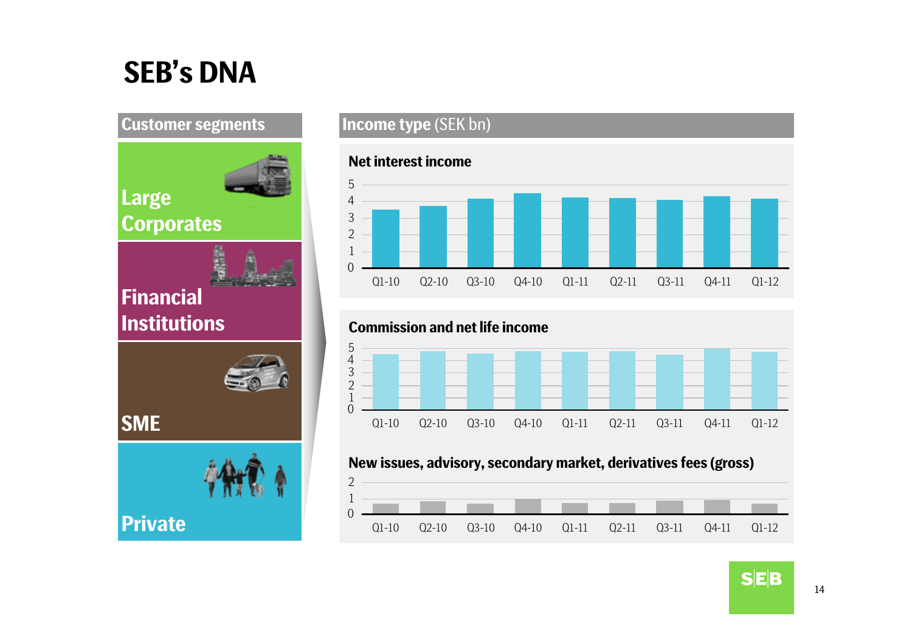# SEB's DNA

## Customer segments

- Large Corporates
- Financial Institutions
- SME
- Private

## Income type (SEK bn)

### Net interest income

Q1-10, Q2-10, Q3-10, Q4-10, Q1-11, Q2-11, Q3-11, Q4-11, Q1-12

### Commission and net life income

Q1-10, Q2-10, Q3-10, Q4-10, Q1-11, Q2-11, Q3-11, Q4-11, Q1-12

### New issues, advisory, secondary market, derivatives fees (gross)

Q1-10, Q2-10, Q3-10, Q4-10, Q1-11, Q2-11, Q3-11, Q4-11, Q1-12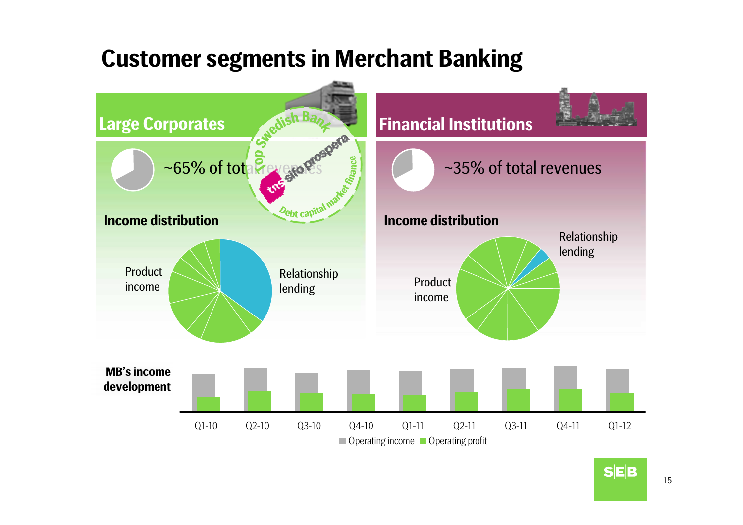# Customer segments in Merchant Banking

## Large Corporates

~65% of total revenues

Top Swedish Bank – tns sifo prospera – Debt capital market finance

**Income distribution**

Product income

Relationship lending

## Financial Institutions

~35% of total revenues

**Income distribution**

Relationship lending

Product income

**MB's income development**

Q1-10 Q2-10 Q3-10 Q4-10 Q1-11 Q2-11 Q3-11 Q4-11 Q1-12

Operating income · Operating profit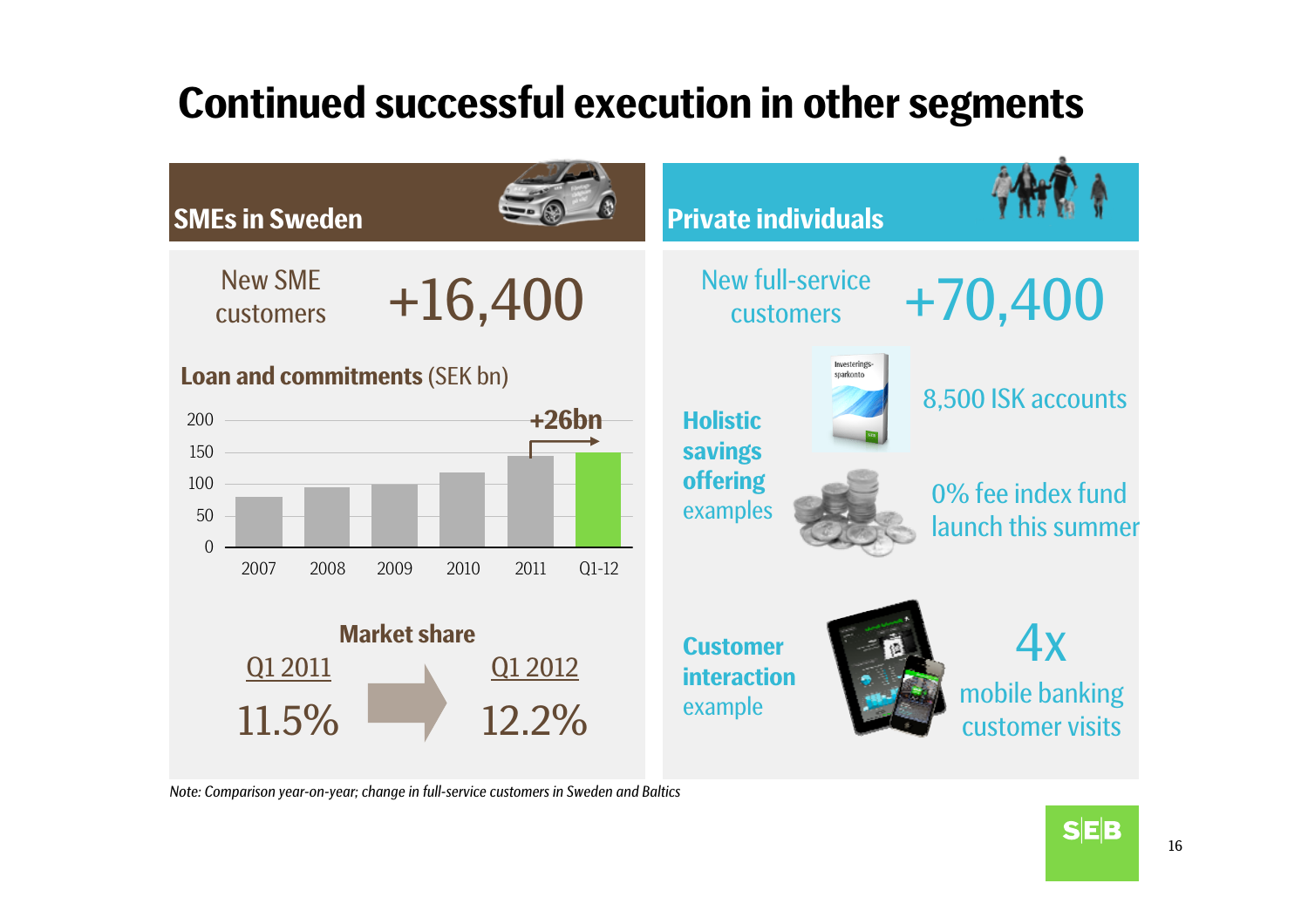# Continued successful execution in other segments

## SMEs in Sweden

New SME customers **+16,400**

**Loan and commitments** (SEK bn)

| 2007 | 2008 | 2009 | 2010 | 2011 | Q1-12 |
|---|---|---|---|---|---|
| ~80 | ~95 | ~100 | ~118 | ~145 | ~150 |

**+26bn**

**Market share**

| Q1 2011 | Q1 2012 |
|---|---|
| 11.5% | 12.2% |

## Private individuals

New full-service customers **+70,400**

**Holistic savings offering** examples

- 8,500 ISK accounts
- 0% fee index fund launch this summer

**Customer interaction** example

- 4x mobile banking customer visits

*Note: Comparison year-on-year; change in full-service customers in Sweden and Baltics*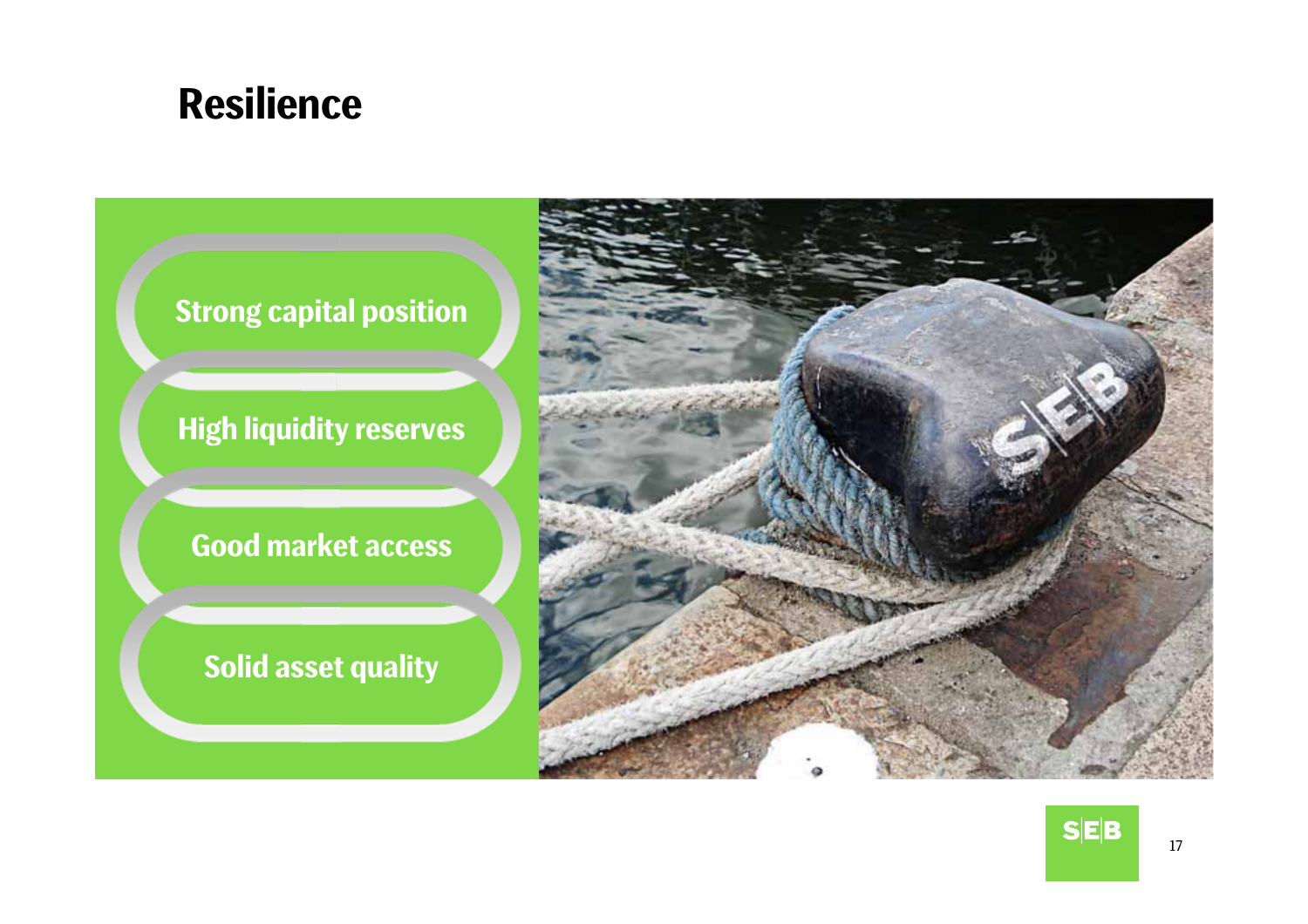# Resilience

- Strong capital position
- High liquidity reserves
- Good market access
- Solid asset quality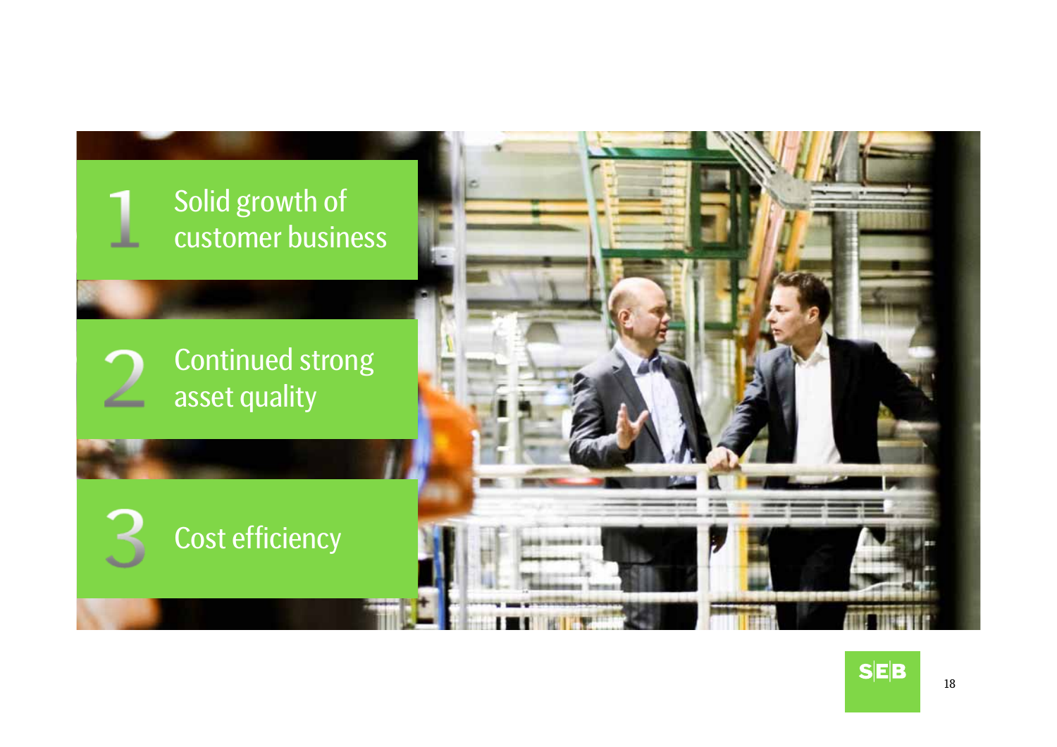1. Solid growth of customer business
2. Continued strong asset quality
3. Cost efficiency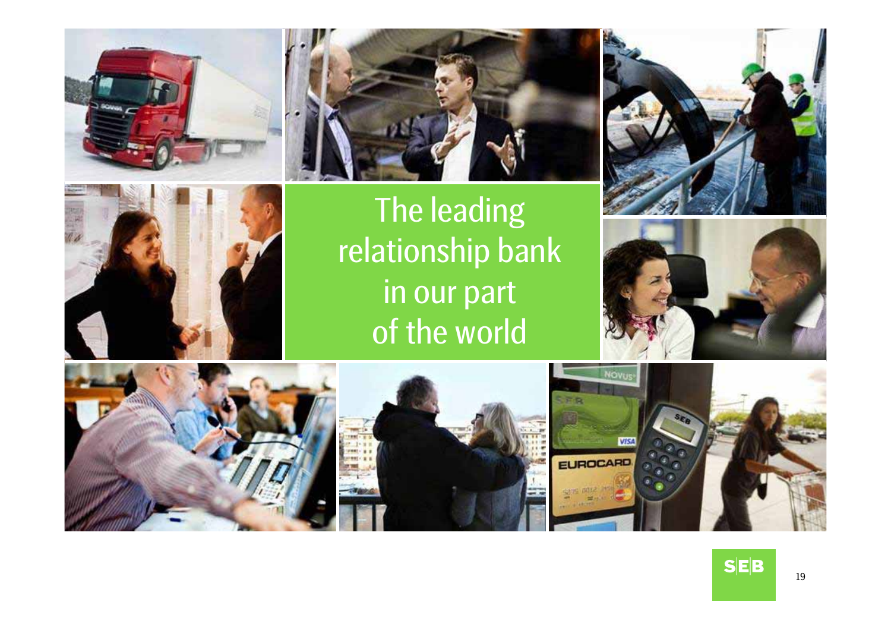The leading relationship bank in our part of the world